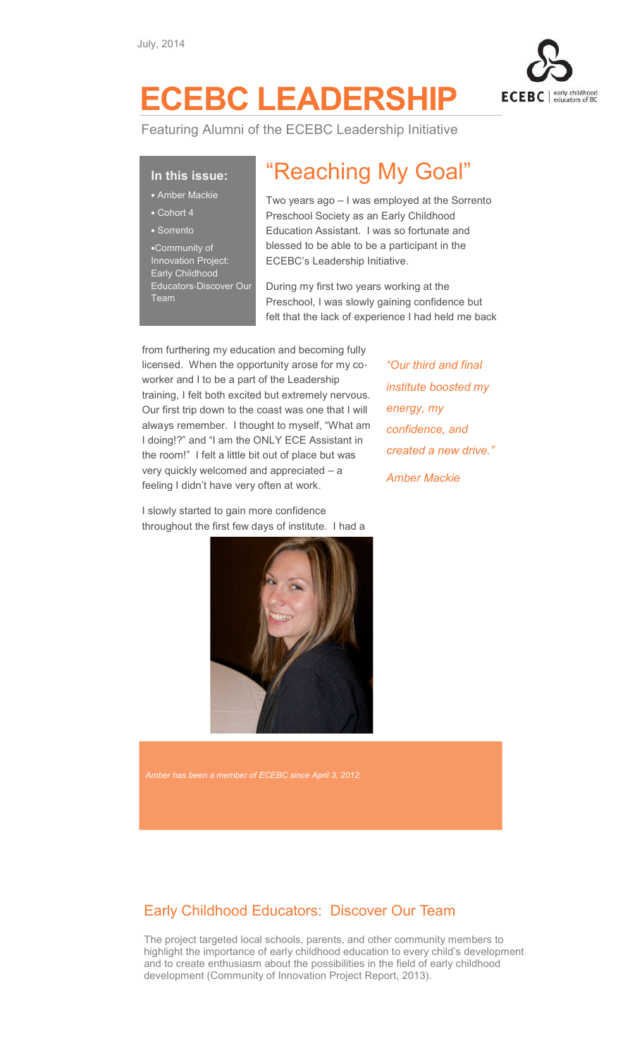July, 2014

# ECEBC LEADERSHIP

Featuring Alumni of the ECEBC Leadership Initiative

**In this issue:**

- Amber Mackie
- Cohort 4
- Sorrento
- Community of Innovation Project: Early Childhood Educators-Discover Our Team

## "Reaching My Goal"

Two years ago – I was employed at the Sorrento Preschool Society as an Early Childhood Education Assistant. I was so fortunate and blessed to be able to be a participant in the ECEBC's Leadership Initiative.

During my first two years working at the Preschool, I was slowly gaining confidence but felt that the lack of experience I had held me back from furthering my education and becoming fully licensed. When the opportunity arose for my co-worker and I to be a part of the Leadership training, I felt both excited but extremely nervous. Our first trip down to the coast was one that I will always remember. I thought to myself, "What am I doing!?" and "I am the ONLY ECE Assistant in the room!" I felt a little bit out of place but was very quickly welcomed and appreciated – a feeling I didn't have very often at work.

*"Our third and final institute boosted my energy, my confidence, and created a new drive."*

*Amber Mackie*

I slowly started to gain more confidence throughout the first few days of institute. I had a

*Amber has been a member of ECEBC since April 3, 2012.*

## Early Childhood Educators: Discover Our Team

The project targeted local schools, parents, and other community members to highlight the importance of early childhood education to every child's development and to create enthusiasm about the possibilities in the field of early childhood development (Community of Innovation Project Report, 2013).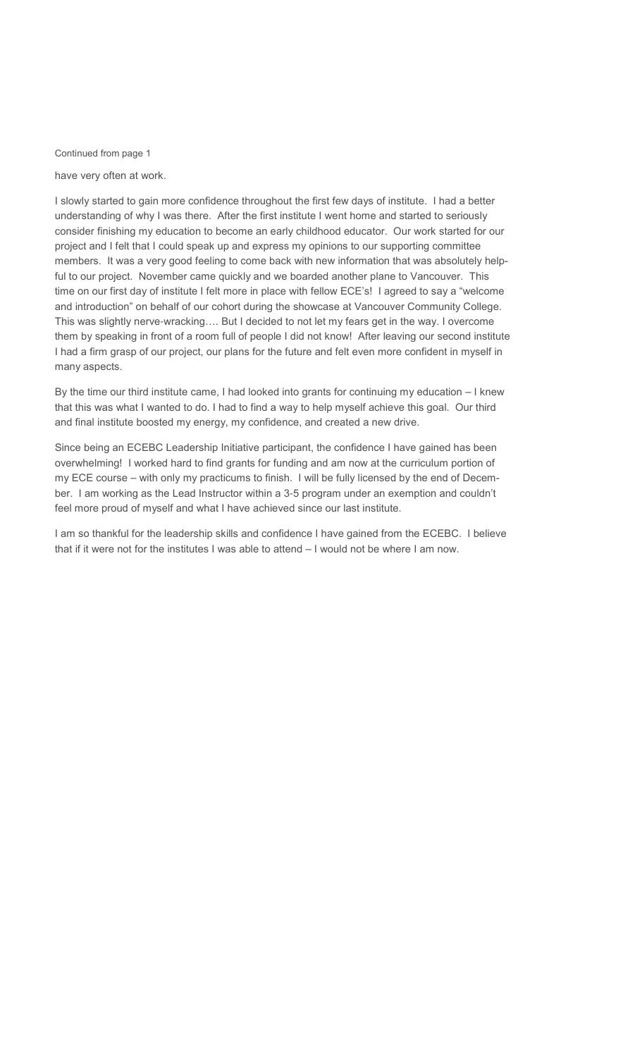Continued from page 1

have very often at work.

I slowly started to gain more confidence throughout the first few days of institute. I had a better understanding of why I was there. After the first institute I went home and started to seriously consider finishing my education to become an early childhood educator. Our work started for our project and I felt that I could speak up and express my opinions to our supporting committee members. It was a very good feeling to come back with new information that was absolutely helpful to our project. November came quickly and we boarded another plane to Vancouver. This time on our first day of institute I felt more in place with fellow ECE's! I agreed to say a "welcome and introduction" on behalf of our cohort during the showcase at Vancouver Community College. This was slightly nerve-wracking…. But I decided to not let my fears get in the way. I overcome them by speaking in front of a room full of people I did not know! After leaving our second institute I had a firm grasp of our project, our plans for the future and felt even more confident in myself in many aspects.

By the time our third institute came, I had looked into grants for continuing my education – I knew that this was what I wanted to do. I had to find a way to help myself achieve this goal. Our third and final institute boosted my energy, my confidence, and created a new drive.

Since being an ECEBC Leadership Initiative participant, the confidence I have gained has been overwhelming! I worked hard to find grants for funding and am now at the curriculum portion of my ECE course – with only my practicums to finish. I will be fully licensed by the end of December. I am working as the Lead Instructor within a 3-5 program under an exemption and couldn't feel more proud of myself and what I have achieved since our last institute.

I am so thankful for the leadership skills and confidence I have gained from the ECEBC. I believe that if it were not for the institutes I was able to attend – I would not be where I am now.